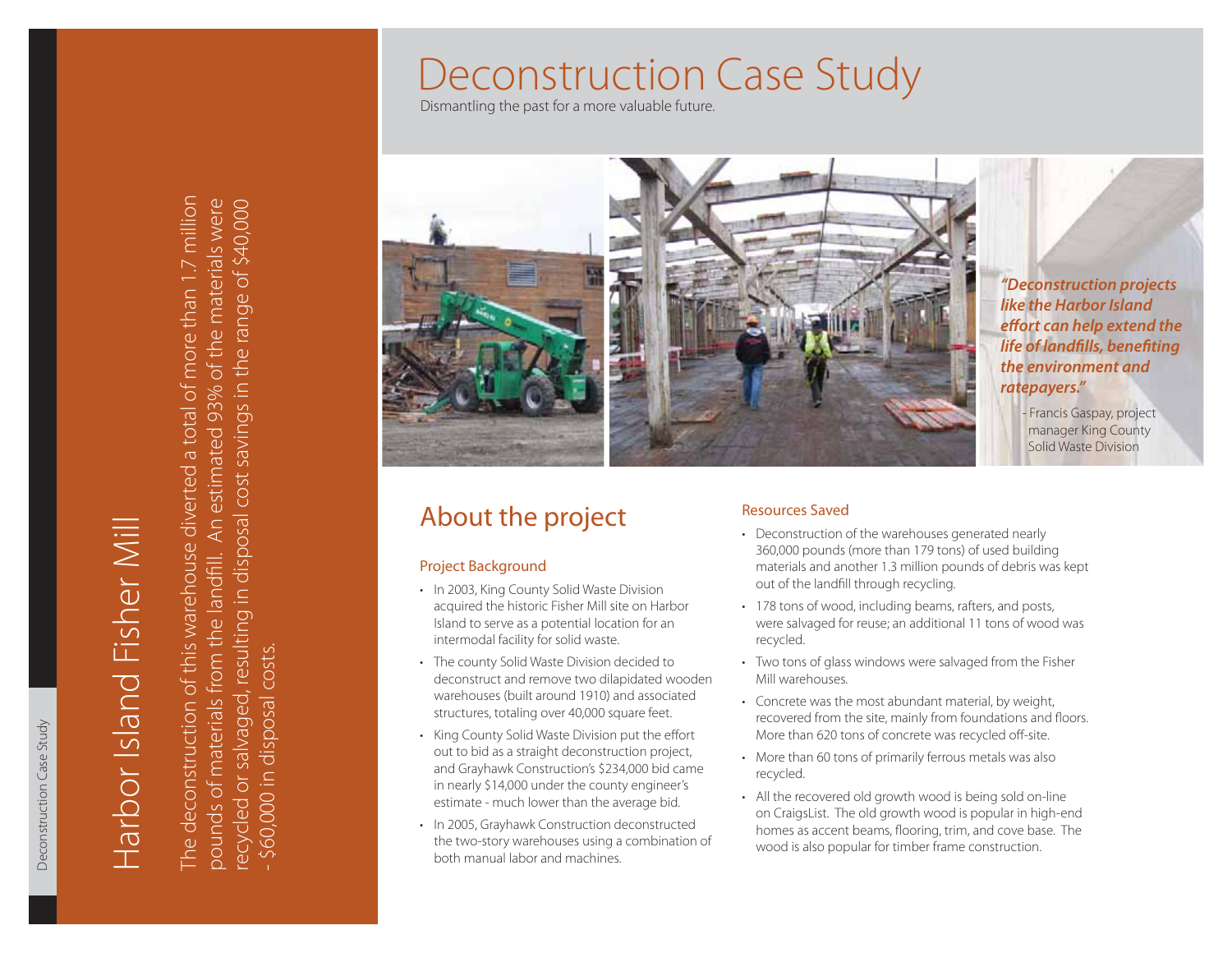# Harbor Island Fisher Mill

The deconstruction of this warehouse diverted a total of more than 1.7 million pounds of materials from the landfill. An estimated 93% of the materials were recycled or salvaged, resulting in disposal cost savings in the range of $40,000 - $60,000 in disposal costs.

# Deconstruction Case Study

Dismantling the past for a more valuable future.

***"Deconstruction projects like the Harbor Island effort can help extend the life of landfills, benefiting the environment and ratepayers."***

- Francis Gaspay, project manager King County Solid Waste Division

## About the project

### Project Background

- In 2003, King County Solid Waste Division acquired the historic Fisher Mill site on Harbor Island to serve as a potential location for an intermodal facility for solid waste.
- The county Solid Waste Division decided to deconstruct and remove two dilapidated wooden warehouses (built around 1910) and associated structures, totaling over 40,000 square feet.
- King County Solid Waste Division put the effort out to bid as a straight deconstruction project, and Grayhawk Construction's $234,000 bid came in nearly $14,000 under the county engineer's estimate - much lower than the average bid.
- In 2005, Grayhawk Construction deconstructed the two-story warehouses using a combination of both manual labor and machines.

### Resources Saved

- Deconstruction of the warehouses generated nearly 360,000 pounds (more than 179 tons) of used building materials and another 1.3 million pounds of debris was kept out of the landfill through recycling.
- 178 tons of wood, including beams, rafters, and posts, were salvaged for reuse; an additional 11 tons of wood was recycled.
- Two tons of glass windows were salvaged from the Fisher Mill warehouses.
- Concrete was the most abundant material, by weight, recovered from the site, mainly from foundations and floors. More than 620 tons of concrete was recycled off-site.
- More than 60 tons of primarily ferrous metals was also recycled.
- All the recovered old growth wood is being sold on-line on CraigsList. The old growth wood is popular in high-end homes as accent beams, flooring, trim, and cove base. The wood is also popular for timber frame construction.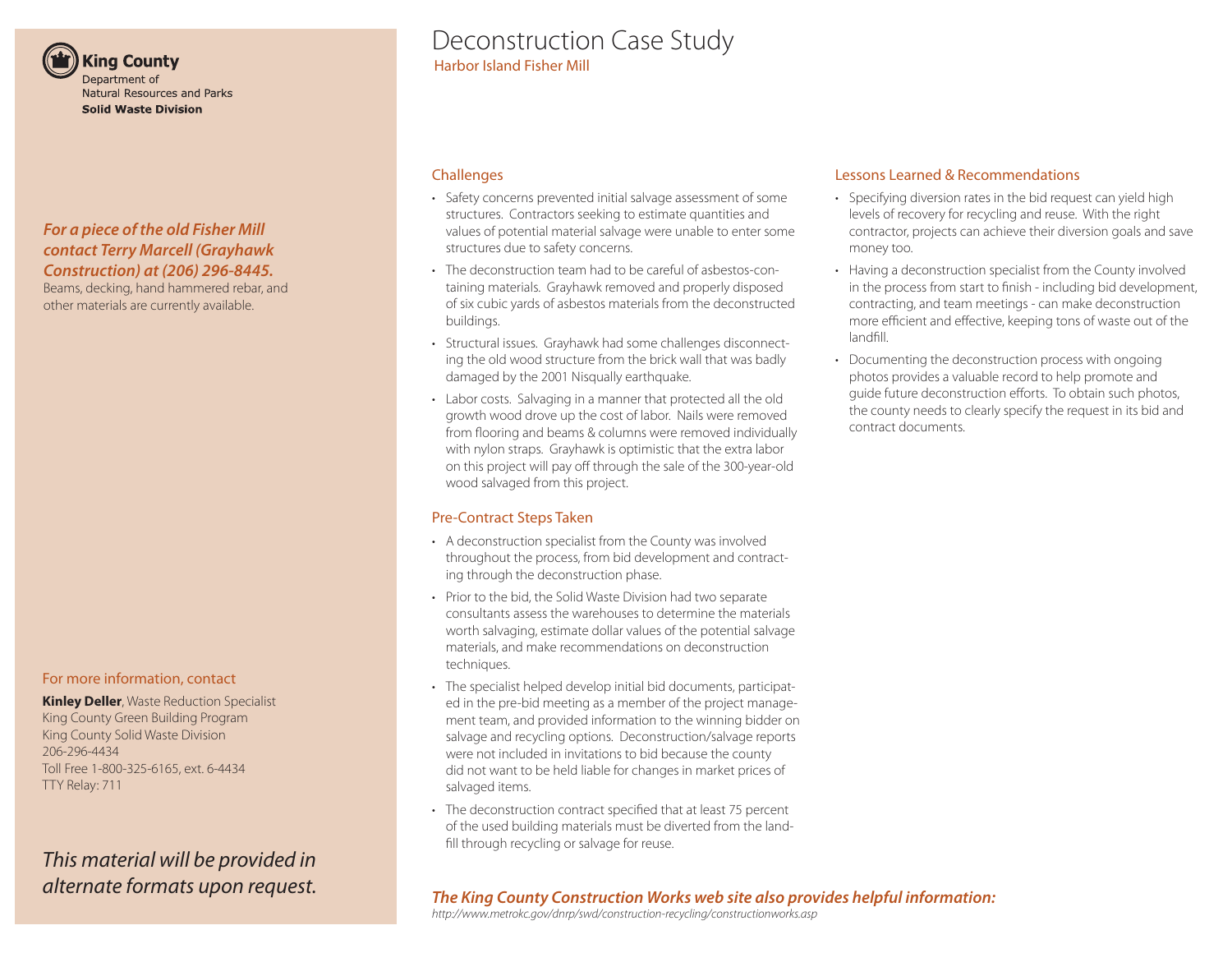**King County**
Department of
Natural Resources and Parks
**Solid Waste Division**

***For a piece of the old Fisher Mill contact Terry Marcell (Grayhawk Construction) at (206) 296-8445.***

Beams, decking, hand hammered rebar, and other materials are currently available.

For more information, contact

**Kinley Deller**, Waste Reduction Specialist
King County Green Building Program
King County Solid Waste Division
206-296-4434
Toll Free 1-800-325-6165, ext. 6-4434
TTY Relay: 711

*This material will be provided in alternate formats upon request.*

# Deconstruction Case Study

Harbor Island Fisher Mill

## Challenges

- Safety concerns prevented initial salvage assessment of some structures. Contractors seeking to estimate quantities and values of potential material salvage were unable to enter some structures due to safety concerns.
- The deconstruction team had to be careful of asbestos-containing materials. Grayhawk removed and properly disposed of six cubic yards of asbestos materials from the deconstructed buildings.
- Structural issues. Grayhawk had some challenges disconnecting the old wood structure from the brick wall that was badly damaged by the 2001 Nisqually earthquake.
- Labor costs. Salvaging in a manner that protected all the old growth wood drove up the cost of labor. Nails were removed from flooring and beams & columns were removed individually with nylon straps. Grayhawk is optimistic that the extra labor on this project will pay off through the sale of the 300-year-old wood salvaged from this project.

## Pre-Contract Steps Taken

- A deconstruction specialist from the County was involved throughout the process, from bid development and contracting through the deconstruction phase.
- Prior to the bid, the Solid Waste Division had two separate consultants assess the warehouses to determine the materials worth salvaging, estimate dollar values of the potential salvage materials, and make recommendations on deconstruction techniques.
- The specialist helped develop initial bid documents, participated in the pre-bid meeting as a member of the project management team, and provided information to the winning bidder on salvage and recycling options. Deconstruction/salvage reports were not included in invitations to bid because the county did not want to be held liable for changes in market prices of salvaged items.
- The deconstruction contract specified that at least 75 percent of the used building materials must be diverted from the landfill through recycling or salvage for reuse.

## Lessons Learned & Recommendations

- Specifying diversion rates in the bid request can yield high levels of recovery for recycling and reuse. With the right contractor, projects can achieve their diversion goals and save money too.
- Having a deconstruction specialist from the County involved in the process from start to finish - including bid development, contracting, and team meetings - can make deconstruction more efficient and effective, keeping tons of waste out of the landfill.
- Documenting the deconstruction process with ongoing photos provides a valuable record to help promote and guide future deconstruction efforts. To obtain such photos, the county needs to clearly specify the request in its bid and contract documents.

***The King County Construction Works web site also provides helpful information:***

*http://www.metrokc.gov/dnrp/swd/construction-recycling/constructionworks.asp*